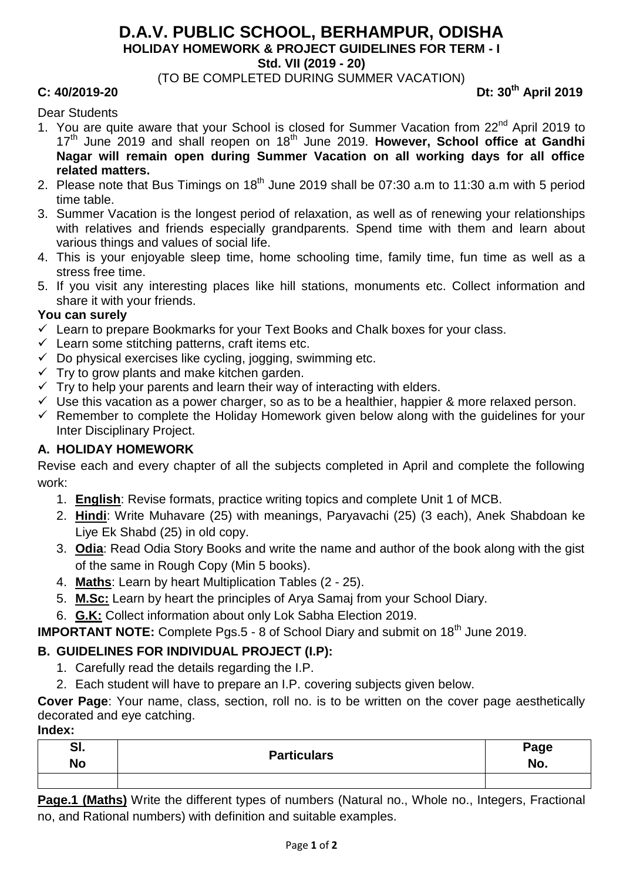# D.A.V. PUBLIC SCHOOL, BERHAMPUR, ODISHA

## HOLIDAY HOMEWORK & PROJECT GUIDELINES FOR TERM - I

**Std. VII (2019 - 20)**

(TO BE COMPLETED DURING SUMMER VACATION)

**C: 40/2019-20** **Dt: 30th April 2019**

Dear Students

1. You are quite aware that your School is closed for Summer Vacation from 22nd April 2019 to 17th June 2019 and shall reopen on 18th June 2019. **However, School office at Gandhi Nagar will remain open during Summer Vacation on all working days for all office related matters.**
2. Please note that Bus Timings on 18th June 2019 shall be 07:30 a.m to 11:30 a.m with 5 period time table.
3. Summer Vacation is the longest period of relaxation, as well as of renewing your relationships with relatives and friends especially grandparents. Spend time with them and learn about various things and values of social life.
4. This is your enjoyable sleep time, home schooling time, family time, fun time as well as a stress free time.
5. If you visit any interesting places like hill stations, monuments etc. Collect information and share it with your friends.

**You can surely**

- ✓ Learn to prepare Bookmarks for your Text Books and Chalk boxes for your class.
- ✓ Learn some stitching patterns, craft items etc.
- ✓ Do physical exercises like cycling, jogging, swimming etc.
- ✓ Try to grow plants and make kitchen garden.
- ✓ Try to help your parents and learn their way of interacting with elders.
- ✓ Use this vacation as a power charger, so as to be a healthier, happier & more relaxed person.
- ✓ Remember to complete the Holiday Homework given below along with the guidelines for your Inter Disciplinary Project.

### A. HOLIDAY HOMEWORK

Revise each and every chapter of all the subjects completed in April and complete the following work:

1. **English**: Revise formats, practice writing topics and complete Unit 1 of MCB.
2. **Hindi**: Write Muhavare (25) with meanings, Paryavachi (25) (3 each), Anek Shabdoan ke Liye Ek Shabd (25) in old copy.
3. **Odia**: Read Odia Story Books and write the name and author of the book along with the gist of the same in Rough Copy (Min 5 books).
4. **Maths**: Learn by heart Multiplication Tables (2 - 25).
5. **M.Sc:** Learn by heart the principles of Arya Samaj from your School Diary.
6. **G.K:** Collect information about only Lok Sabha Election 2019.

**IMPORTANT NOTE:** Complete Pgs.5 - 8 of School Diary and submit on 18th June 2019.

### B. GUIDELINES FOR INDIVIDUAL PROJECT (I.P):

1. Carefully read the details regarding the I.P.
2. Each student will have to prepare an I.P. covering subjects given below.

**Cover Page**: Your name, class, section, roll no. is to be written on the cover page aesthetically decorated and eye catching.

**Index:**

| Sl. No | Particulars | Page No. |
|---|---|---|
| | | |

**Page.1 (Maths)** Write the different types of numbers (Natural no., Whole no., Integers, Fractional no, and Rational numbers) with definition and suitable examples.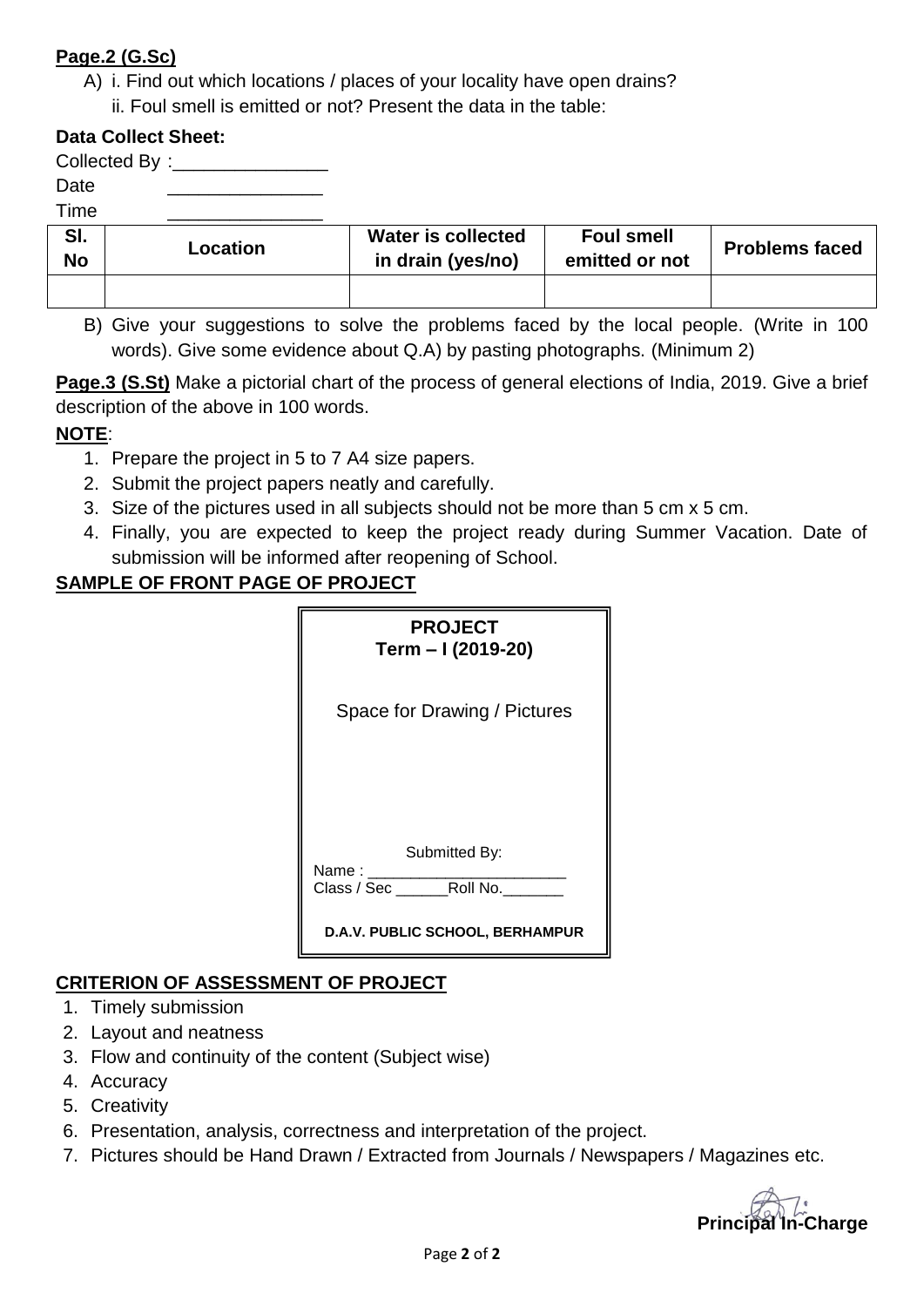**Page.2 (G.Sc)**

A) i. Find out which locations / places of your locality have open drains?
   ii. Foul smell is emitted or not? Present the data in the table:

**Data Collect Sheet:**

Collected By :_______________

Date _______________

Time _______________

| Sl. No | Location | Water is collected in drain (yes/no) | Foul smell emitted or not | Problems faced |
|---|---|---|---|---|
| | | | | |

B) Give your suggestions to solve the problems faced by the local people. (Write in 100 words). Give some evidence about Q.A) by pasting photographs. (Minimum 2)

**Page.3 (S.St)** Make a pictorial chart of the process of general elections of India, 2019. Give a brief description of the above in 100 words.

**NOTE**:

1. Prepare the project in 5 to 7 A4 size papers.
2. Submit the project papers neatly and carefully.
3. Size of the pictures used in all subjects should not be more than 5 cm x 5 cm.
4. Finally, you are expected to keep the project ready during Summer Vacation. Date of submission will be informed after reopening of School.

**SAMPLE OF FRONT PAGE OF PROJECT**

**PROJECT**
**Term – I (2019-20)**

Space for Drawing / Pictures

Submitted By:

Name : _______________________

Class / Sec ______Roll No._______

**D.A.V. PUBLIC SCHOOL, BERHAMPUR**

**CRITERION OF ASSESSMENT OF PROJECT**

1. Timely submission
2. Layout and neatness
3. Flow and continuity of the content (Subject wise)
4. Accuracy
5. Creativity
6. Presentation, analysis, correctness and interpretation of the project.
7. Pictures should be Hand Drawn / Extracted from Journals / Newspapers / Magazines etc.

**Principal In-Charge**